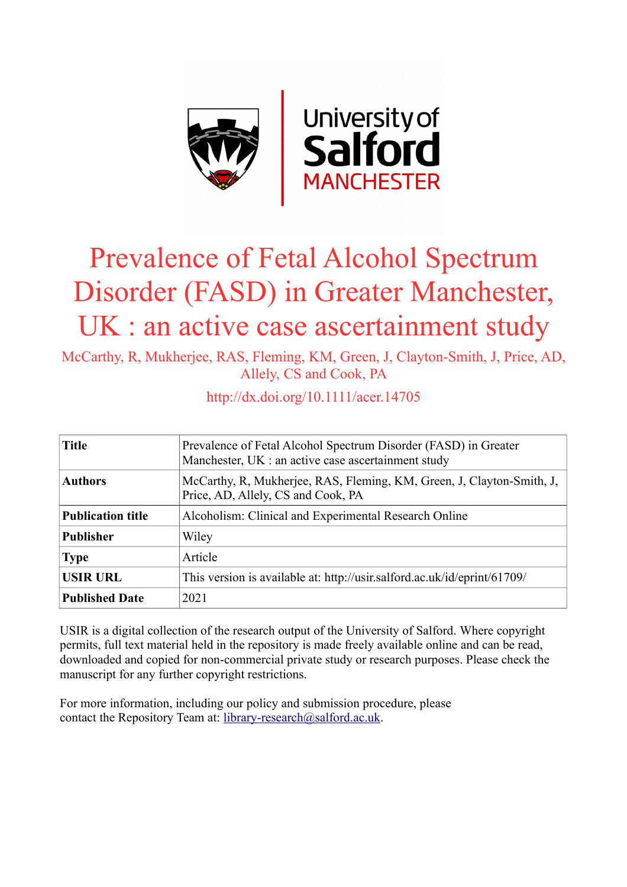# Prevalence of Fetal Alcohol Spectrum Disorder (FASD) in Greater Manchester, UK : an active case ascertainment study

McCarthy, R, Mukherjee, RAS, Fleming, KM, Green, J, Clayton-Smith, J, Price, AD, Allely, CS and Cook, PA

http://dx.doi.org/10.1111/acer.14705

| Title | Prevalence of Fetal Alcohol Spectrum Disorder (FASD) in Greater Manchester, UK : an active case ascertainment study |
|---|---|
| Authors | McCarthy, R, Mukherjee, RAS, Fleming, KM, Green, J, Clayton-Smith, J, Price, AD, Allely, CS and Cook, PA |
| Publication title | Alcoholism: Clinical and Experimental Research Online |
| Publisher | Wiley |
| Type | Article |
| USIR URL | This version is available at: http://usir.salford.ac.uk/id/eprint/61709/ |
| Published Date | 2021 |

USIR is a digital collection of the research output of the University of Salford. Where copyright permits, full text material held in the repository is made freely available online and can be read, downloaded and copied for non-commercial private study or research purposes. Please check the manuscript for any further copyright restrictions.

For more information, including our policy and submission procedure, please contact the Repository Team at: library-research@salford.ac.uk.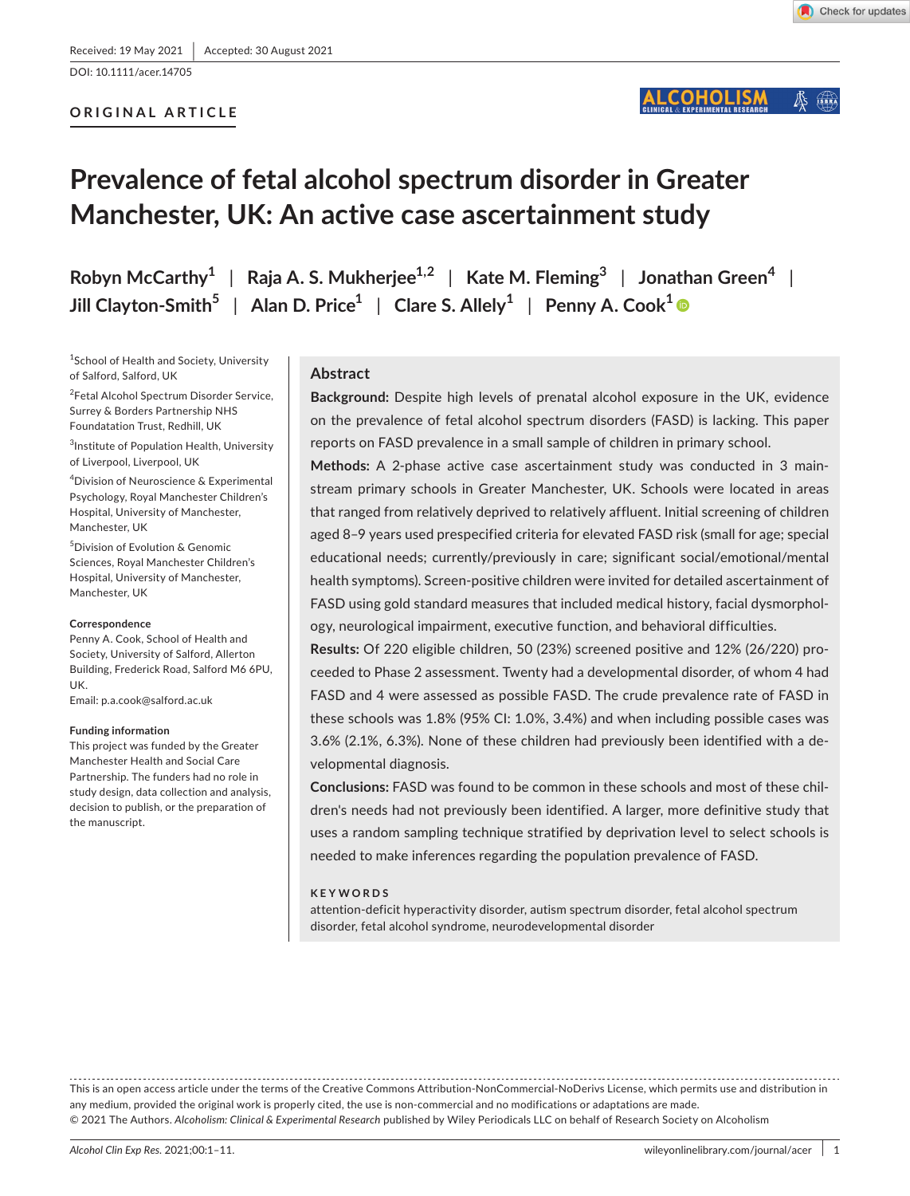Received: 19 May 2021 | Accepted: 30 August 2021

DOI: 10.1111/acer.14705

**ORIGINAL ARTICLE**

# Prevalence of fetal alcohol spectrum disorder in Greater Manchester, UK: An active case ascertainment study

Robyn McCarthy[1] | Raja A. S. Mukherjee[1,2] | Kate M. Fleming[3] | Jonathan Green[4] | Jill Clayton-Smith[5] | Alan D. Price[1] | Clare S. Allely[1] | Penny A. Cook[1]

[1]School of Health and Society, University of Salford, Salford, UK

[2]Fetal Alcohol Spectrum Disorder Service, Surrey & Borders Partnership NHS Foundatation Trust, Redhill, UK

[3]Institute of Population Health, University of Liverpool, Liverpool, UK

[4]Division of Neuroscience & Experimental Psychology, Royal Manchester Children's Hospital, University of Manchester, Manchester, UK

[5]Division of Evolution & Genomic Sciences, Royal Manchester Children's Hospital, University of Manchester, Manchester, UK

**Correspondence**

Penny A. Cook, School of Health and Society, University of Salford, Allerton Building, Frederick Road, Salford M6 6PU, UK.

Email: p.a.cook@salford.ac.uk

**Funding information**

This project was funded by the Greater Manchester Health and Social Care Partnership. The funders had no role in study design, data collection and analysis, decision to publish, or the preparation of the manuscript.

## Abstract

**Background:** Despite high levels of prenatal alcohol exposure in the UK, evidence on the prevalence of fetal alcohol spectrum disorders (FASD) is lacking. This paper reports on FASD prevalence in a small sample of children in primary school.

**Methods:** A 2-phase active case ascertainment study was conducted in 3 mainstream primary schools in Greater Manchester, UK. Schools were located in areas that ranged from relatively deprived to relatively affluent. Initial screening of children aged 8–9 years used prespecified criteria for elevated FASD risk (small for age; special educational needs; currently/previously in care; significant social/emotional/mental health symptoms). Screen-positive children were invited for detailed ascertainment of FASD using gold standard measures that included medical history, facial dysmorphology, neurological impairment, executive function, and behavioral difficulties.

**Results:** Of 220 eligible children, 50 (23%) screened positive and 12% (26/220) proceeded to Phase 2 assessment. Twenty had a developmental disorder, of whom 4 had FASD and 4 were assessed as possible FASD. The crude prevalence rate of FASD in these schools was 1.8% (95% CI: 1.0%, 3.4%) and when including possible cases was 3.6% (2.1%, 6.3%). None of these children had previously been identified with a developmental diagnosis.

**Conclusions:** FASD was found to be common in these schools and most of these children's needs had not previously been identified. A larger, more definitive study that uses a random sampling technique stratified by deprivation level to select schools is needed to make inferences regarding the population prevalence of FASD.

**KEYWORDS**

attention-deficit hyperactivity disorder, autism spectrum disorder, fetal alcohol spectrum disorder, fetal alcohol syndrome, neurodevelopmental disorder

This is an open access article under the terms of the Creative Commons Attribution-NonCommercial-NoDerivs License, which permits use and distribution in any medium, provided the original work is properly cited, the use is non-commercial and no modifications or adaptations are made.

© 2021 The Authors. *Alcoholism: Clinical & Experimental Research* published by Wiley Periodicals LLC on behalf of Research Society on Alcoholism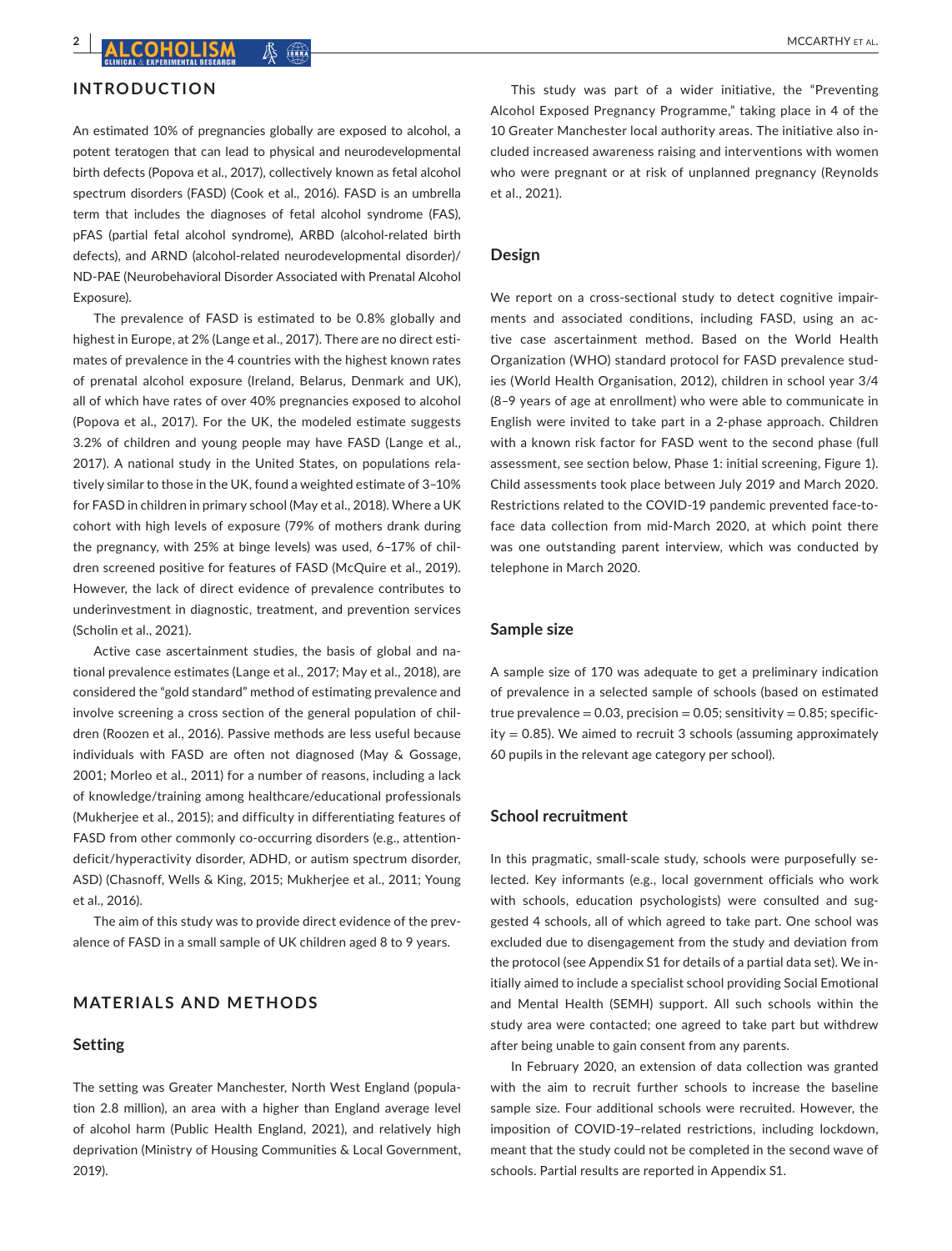## INTRODUCTION

An estimated 10% of pregnancies globally are exposed to alcohol, a potent teratogen that can lead to physical and neurodevelopmental birth defects (Popova et al., 2017), collectively known as fetal alcohol spectrum disorders (FASD) (Cook et al., 2016). FASD is an umbrella term that includes the diagnoses of fetal alcohol syndrome (FAS), pFAS (partial fetal alcohol syndrome), ARBD (alcohol-related birth defects), and ARND (alcohol-related neurodevelopmental disorder)/ND-PAE (Neurobehavioral Disorder Associated with Prenatal Alcohol Exposure).

The prevalence of FASD is estimated to be 0.8% globally and highest in Europe, at 2% (Lange et al., 2017). There are no direct estimates of prevalence in the 4 countries with the highest known rates of prenatal alcohol exposure (Ireland, Belarus, Denmark and UK), all of which have rates of over 40% pregnancies exposed to alcohol (Popova et al., 2017). For the UK, the modeled estimate suggests 3.2% of children and young people may have FASD (Lange et al., 2017). A national study in the United States, on populations relatively similar to those in the UK, found a weighted estimate of 3–10% for FASD in children in primary school (May et al., 2018). Where a UK cohort with high levels of exposure (79% of mothers drank during the pregnancy, with 25% at binge levels) was used, 6–17% of children screened positive for features of FASD (McQuire et al., 2019). However, the lack of direct evidence of prevalence contributes to underinvestment in diagnostic, treatment, and prevention services (Scholin et al., 2021).

Active case ascertainment studies, the basis of global and national prevalence estimates (Lange et al., 2017; May et al., 2018), are considered the "gold standard" method of estimating prevalence and involve screening a cross section of the general population of children (Roozen et al., 2016). Passive methods are less useful because individuals with FASD are often not diagnosed (May & Gossage, 2001; Morleo et al., 2011) for a number of reasons, including a lack of knowledge/training among healthcare/educational professionals (Mukherjee et al., 2015); and difficulty in differentiating features of FASD from other commonly co-occurring disorders (e.g., attention-deficit/hyperactivity disorder, ADHD, or autism spectrum disorder, ASD) (Chasnoff, Wells & King, 2015; Mukherjee et al., 2011; Young et al., 2016).

The aim of this study was to provide direct evidence of the prevalence of FASD in a small sample of UK children aged 8 to 9 years.

## MATERIALS AND METHODS

### Setting

The setting was Greater Manchester, North West England (population 2.8 million), an area with a higher than England average level of alcohol harm (Public Health England, 2021), and relatively high deprivation (Ministry of Housing Communities & Local Government, 2019).

This study was part of a wider initiative, the "Preventing Alcohol Exposed Pregnancy Programme," taking place in 4 of the 10 Greater Manchester local authority areas. The initiative also included increased awareness raising and interventions with women who were pregnant or at risk of unplanned pregnancy (Reynolds et al., 2021).

### Design

We report on a cross-sectional study to detect cognitive impairments and associated conditions, including FASD, using an active case ascertainment method. Based on the World Health Organization (WHO) standard protocol for FASD prevalence studies (World Health Organisation, 2012), children in school year 3/4 (8–9 years of age at enrollment) who were able to communicate in English were invited to take part in a 2-phase approach. Children with a known risk factor for FASD went to the second phase (full assessment, see section below, Phase 1: initial screening, Figure 1). Child assessments took place between July 2019 and March 2020. Restrictions related to the COVID-19 pandemic prevented face-to-face data collection from mid-March 2020, at which point there was one outstanding parent interview, which was conducted by telephone in March 2020.

### Sample size

A sample size of 170 was adequate to get a preliminary indication of prevalence in a selected sample of schools (based on estimated true prevalence = 0.03, precision = 0.05; sensitivity = 0.85; specificity = 0.85). We aimed to recruit 3 schools (assuming approximately 60 pupils in the relevant age category per school).

### School recruitment

In this pragmatic, small-scale study, schools were purposefully selected. Key informants (e.g., local government officials who work with schools, education psychologists) were consulted and suggested 4 schools, all of which agreed to take part. One school was excluded due to disengagement from the study and deviation from the protocol (see Appendix S1 for details of a partial data set). We initially aimed to include a specialist school providing Social Emotional and Mental Health (SEMH) support. All such schools within the study area were contacted; one agreed to take part but withdrew after being unable to gain consent from any parents.

In February 2020, an extension of data collection was granted with the aim to recruit further schools to increase the baseline sample size. Four additional schools were recruited. However, the imposition of COVID-19–related restrictions, including lockdown, meant that the study could not be completed in the second wave of schools. Partial results are reported in Appendix S1.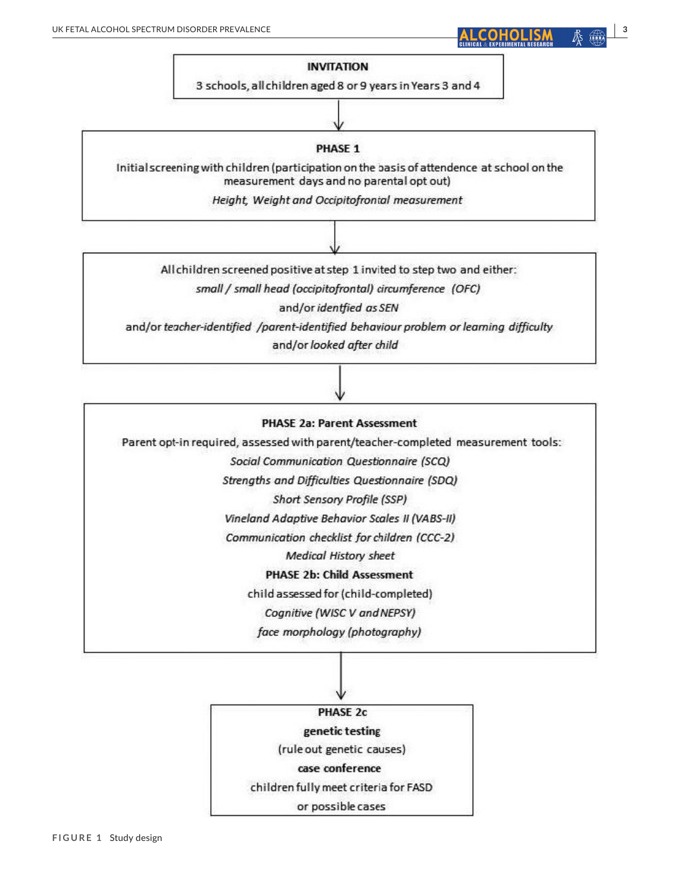**INVITATION**

3 schools, all children aged 8 or 9 years in Years 3 and 4

↓

**PHASE 1**

Initial screening with children (participation on the basis of attendence at school on the measurement days and no parental opt out)

*Height, Weight and Occipitofrontal measurement*

↓

All children screened positive at step 1 invited to step two and either:

*small / small head (occipitofrontal) circumference (OFC)*

and/or *identfied as SEN*

and/or *teacher-identified /parent-identified behaviour problem or learning difficulty*

and/or *looked after child*

↓

**PHASE 2a: Parent Assessment**

Parent opt-in required, assessed with parent/teacher-completed measurement tools:

*Social Communication Questionnaire (SCQ)*

*Strengths and Difficulties Questionnaire (SDQ)*

*Short Sensory Profile (SSP)*

*Vineland Adaptive Behavior Scales II (VABS-II)*

*Communication checklist for children (CCC-2)*

*Medical History sheet*

**PHASE 2b: Child Assessment**

child assessed for (child-completed)

*Cognitive (WISC V and NEPSY)*

*face morphology (photography)*

↓

**PHASE 2c**

**genetic testing**

(rule out genetic causes)

**case conference**

children fully meet criteria for FASD

or possible cases

FIGURE 1 Study design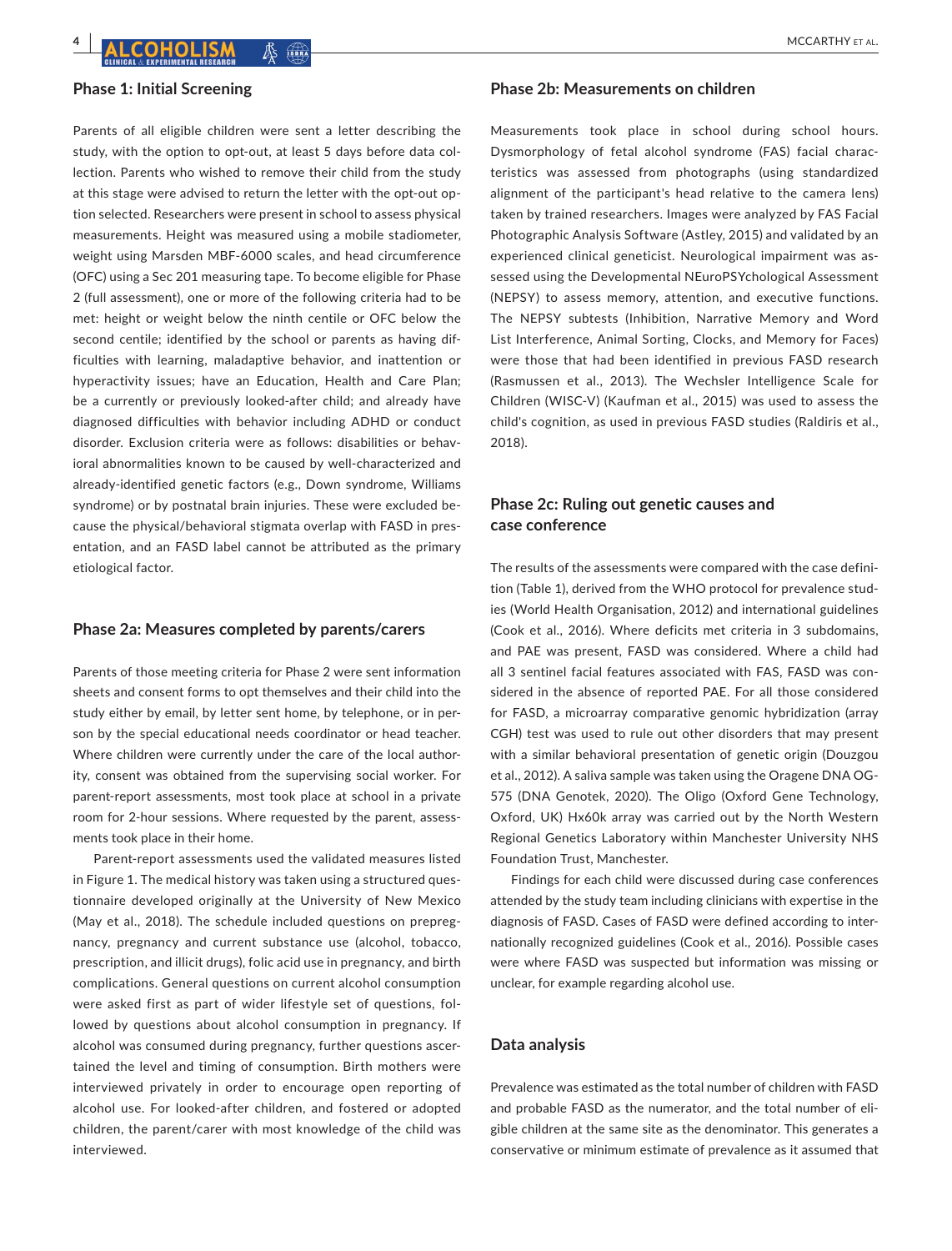## Phase 1: Initial Screening

Parents of all eligible children were sent a letter describing the study, with the option to opt-out, at least 5 days before data collection. Parents who wished to remove their child from the study at this stage were advised to return the letter with the opt-out option selected. Researchers were present in school to assess physical measurements. Height was measured using a mobile stadiometer, weight using Marsden MBF-6000 scales, and head circumference (OFC) using a Sec 201 measuring tape. To become eligible for Phase 2 (full assessment), one or more of the following criteria had to be met: height or weight below the ninth centile or OFC below the second centile; identified by the school or parents as having difficulties with learning, maladaptive behavior, and inattention or hyperactivity issues; have an Education, Health and Care Plan; be a currently or previously looked-after child; and already have diagnosed difficulties with behavior including ADHD or conduct disorder. Exclusion criteria were as follows: disabilities or behavioral abnormalities known to be caused by well-characterized and already-identified genetic factors (e.g., Down syndrome, Williams syndrome) or by postnatal brain injuries. These were excluded because the physical/behavioral stigmata overlap with FASD in presentation, and an FASD label cannot be attributed as the primary etiological factor.

## Phase 2a: Measures completed by parents/carers

Parents of those meeting criteria for Phase 2 were sent information sheets and consent forms to opt themselves and their child into the study either by email, by letter sent home, by telephone, or in person by the special educational needs coordinator or head teacher. Where children were currently under the care of the local authority, consent was obtained from the supervising social worker. For parent-report assessments, most took place at school in a private room for 2-hour sessions. Where requested by the parent, assessments took place in their home.

Parent-report assessments used the validated measures listed in Figure 1. The medical history was taken using a structured questionnaire developed originally at the University of New Mexico (May et al., 2018). The schedule included questions on prepregnancy, pregnancy and current substance use (alcohol, tobacco, prescription, and illicit drugs), folic acid use in pregnancy, and birth complications. General questions on current alcohol consumption were asked first as part of wider lifestyle set of questions, followed by questions about alcohol consumption in pregnancy. If alcohol was consumed during pregnancy, further questions ascertained the level and timing of consumption. Birth mothers were interviewed privately in order to encourage open reporting of alcohol use. For looked-after children, and fostered or adopted children, the parent/carer with most knowledge of the child was interviewed.

## Phase 2b: Measurements on children

Measurements took place in school during school hours. Dysmorphology of fetal alcohol syndrome (FAS) facial characteristics was assessed from photographs (using standardized alignment of the participant's head relative to the camera lens) taken by trained researchers. Images were analyzed by FAS Facial Photographic Analysis Software (Astley, 2015) and validated by an experienced clinical geneticist. Neurological impairment was assessed using the Developmental NEuroPSYchological Assessment (NEPSY) to assess memory, attention, and executive functions. The NEPSY subtests (Inhibition, Narrative Memory and Word List Interference, Animal Sorting, Clocks, and Memory for Faces) were those that had been identified in previous FASD research (Rasmussen et al., 2013). The Wechsler Intelligence Scale for Children (WISC-V) (Kaufman et al., 2015) was used to assess the child's cognition, as used in previous FASD studies (Raldiris et al., 2018).

## Phase 2c: Ruling out genetic causes and case conference

The results of the assessments were compared with the case definition (Table 1), derived from the WHO protocol for prevalence studies (World Health Organisation, 2012) and international guidelines (Cook et al., 2016). Where deficits met criteria in 3 subdomains, and PAE was present, FASD was considered. Where a child had all 3 sentinel facial features associated with FAS, FASD was considered in the absence of reported PAE. For all those considered for FASD, a microarray comparative genomic hybridization (array CGH) test was used to rule out other disorders that may present with a similar behavioral presentation of genetic origin (Douzgou et al., 2012). A saliva sample was taken using the Oragene DNA OG-575 (DNA Genotek, 2020). The Oligo (Oxford Gene Technology, Oxford, UK) Hx60k array was carried out by the North Western Regional Genetics Laboratory within Manchester University NHS Foundation Trust, Manchester.

Findings for each child were discussed during case conferences attended by the study team including clinicians with expertise in the diagnosis of FASD. Cases of FASD were defined according to internationally recognized guidelines (Cook et al., 2016). Possible cases were where FASD was suspected but information was missing or unclear, for example regarding alcohol use.

## Data analysis

Prevalence was estimated as the total number of children with FASD and probable FASD as the numerator, and the total number of eligible children at the same site as the denominator. This generates a conservative or minimum estimate of prevalence as it assumed that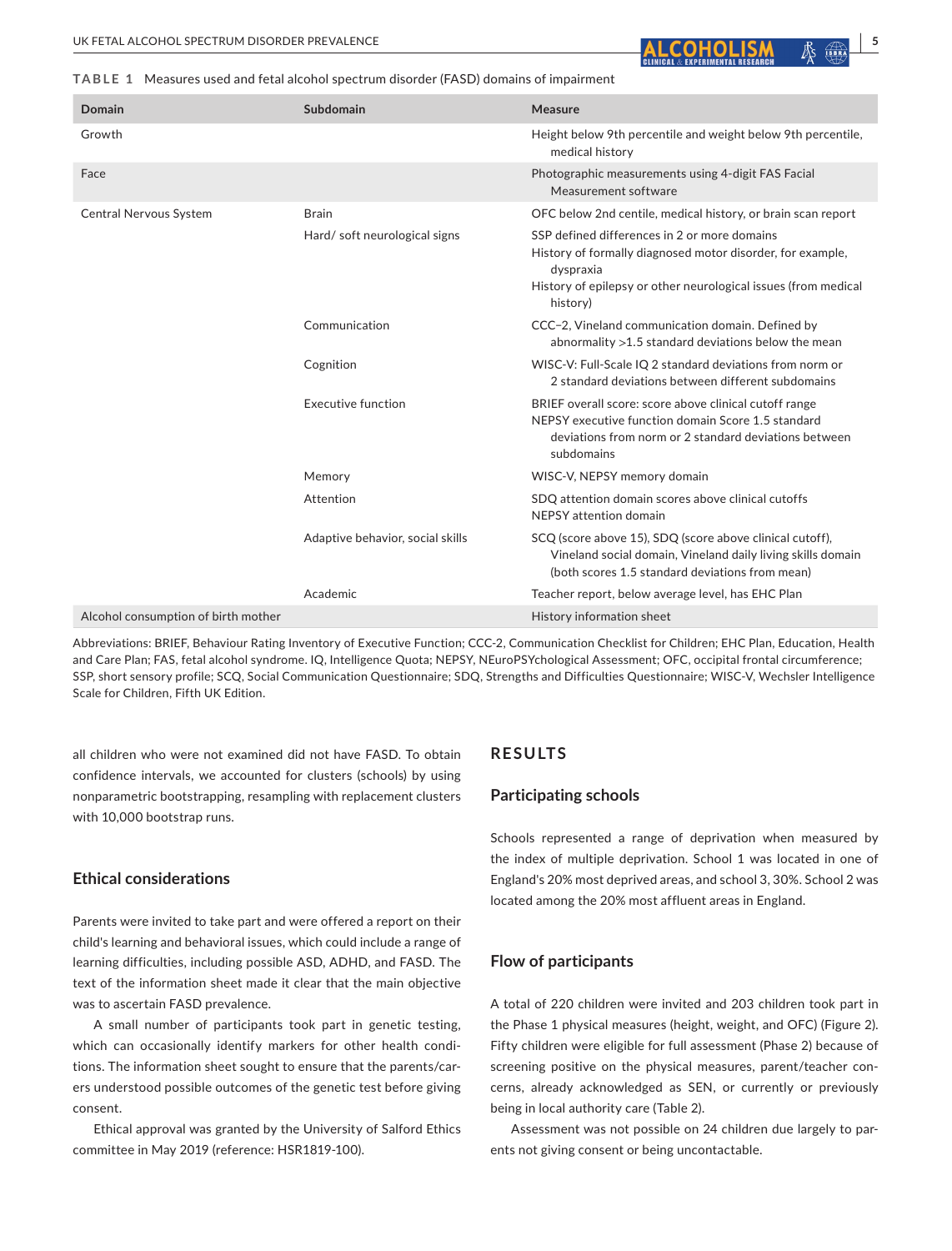**TABLE 1** Measures used and fetal alcohol spectrum disorder (FASD) domains of impairment

| Domain | Subdomain | Measure |
|---|---|---|
| Growth | | Height below 9th percentile and weight below 9th percentile, medical history |
| Face | | Photographic measurements using 4-digit FAS Facial Measurement software |
| Central Nervous System | Brain | OFC below 2nd centile, medical history, or brain scan report |
| | Hard/ soft neurological signs | SSP defined differences in 2 or more domains<br>History of formally diagnosed motor disorder, for example, dyspraxia<br>History of epilepsy or other neurological issues (from medical history) |
| | Communication | CCC−2, Vineland communication domain. Defined by abnormality >1.5 standard deviations below the mean |
| | Cognition | WISC-V: Full-Scale IQ 2 standard deviations from norm or 2 standard deviations between different subdomains |
| | Executive function | BRIEF overall score: score above clinical cutoff range<br>NEPSY executive function domain Score 1.5 standard deviations from norm or 2 standard deviations between subdomains |
| | Memory | WISC-V, NEPSY memory domain |
| | Attention | SDQ attention domain scores above clinical cutoffs<br>NEPSY attention domain |
| | Adaptive behavior, social skills | SCQ (score above 15), SDQ (score above clinical cutoff), Vineland social domain, Vineland daily living skills domain (both scores 1.5 standard deviations from mean) |
| | Academic | Teacher report, below average level, has EHC Plan |
| Alcohol consumption of birth mother | | History information sheet |

Abbreviations: BRIEF, Behaviour Rating Inventory of Executive Function; CCC-2, Communication Checklist for Children; EHC Plan, Education, Health and Care Plan; FAS, fetal alcohol syndrome. IQ, Intelligence Quota; NEPSY, NEuroPSYchological Assessment; OFC, occipital frontal circumference; SSP, short sensory profile; SCQ, Social Communication Questionnaire; SDQ, Strengths and Difficulties Questionnaire; WISC-V, Wechsler Intelligence Scale for Children, Fifth UK Edition.

all children who were not examined did not have FASD. To obtain confidence intervals, we accounted for clusters (schools) by using nonparametric bootstrapping, resampling with replacement clusters with 10,000 bootstrap runs.

### Ethical considerations

Parents were invited to take part and were offered a report on their child's learning and behavioral issues, which could include a range of learning difficulties, including possible ASD, ADHD, and FASD. The text of the information sheet made it clear that the main objective was to ascertain FASD prevalence.

A small number of participants took part in genetic testing, which can occasionally identify markers for other health conditions. The information sheet sought to ensure that the parents/carers understood possible outcomes of the genetic test before giving consent.

Ethical approval was granted by the University of Salford Ethics committee in May 2019 (reference: HSR1819-100).

## RESULTS

### Participating schools

Schools represented a range of deprivation when measured by the index of multiple deprivation. School 1 was located in one of England's 20% most deprived areas, and school 3, 30%. School 2 was located among the 20% most affluent areas in England.

### Flow of participants

A total of 220 children were invited and 203 children took part in the Phase 1 physical measures (height, weight, and OFC) (Figure 2). Fifty children were eligible for full assessment (Phase 2) because of screening positive on the physical measures, parent/teacher concerns, already acknowledged as SEN, or currently or previously being in local authority care (Table 2).

Assessment was not possible on 24 children due largely to parents not giving consent or being uncontactable.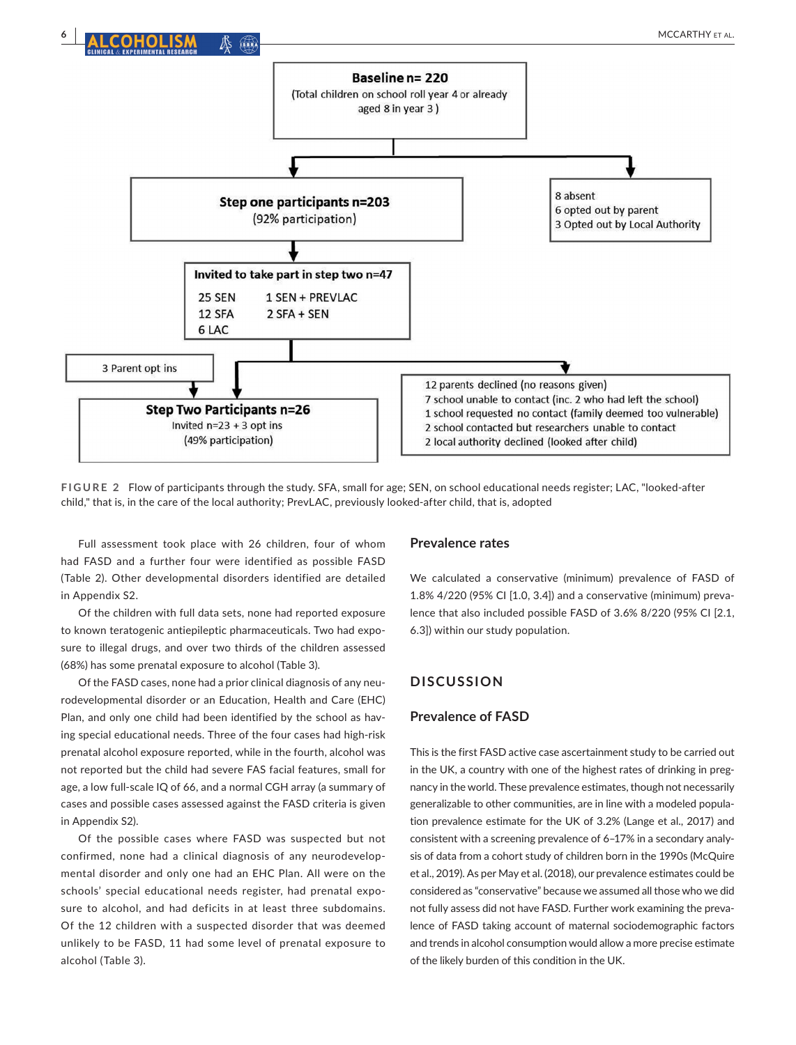**Baseline n= 220**
(Total children on school roll year 4 or already aged 8 in year 3)

**Step one participants n=203**
(92% participation)

8 absent
6 opted out by parent
3 Opted out by Local Authority

**Invited to take part in step two n=47**

25 SEN
12 SFA
6 LAC
1 SEN + PREVLAC
2 SFA + SEN

3 Parent opt ins

**Step Two Participants n=26**
Invited n=23 + 3 opt ins
(49% participation)

12 parents declined (no reasons given)
7 school unable to contact (inc. 2 who had left the school)
1 school requested no contact (family deemed too vulnerable)
2 school contacted but researchers unable to contact
2 local authority declined (looked after child)

**FIGURE 2** Flow of participants through the study. SFA, small for age; SEN, on school educational needs register; LAC, "looked-after child," that is, in the care of the local authority; PrevLAC, previously looked-after child, that is, adopted

Full assessment took place with 26 children, four of whom had FASD and a further four were identified as possible FASD (Table 2). Other developmental disorders identified are detailed in Appendix S2.

Of the children with full data sets, none had reported exposure to known teratogenic antiepileptic pharmaceuticals. Two had exposure to illegal drugs, and over two thirds of the children assessed (68%) has some prenatal exposure to alcohol (Table 3).

Of the FASD cases, none had a prior clinical diagnosis of any neurodevelopmental disorder or an Education, Health and Care (EHC) Plan, and only one child had been identified by the school as having special educational needs. Three of the four cases had high-risk prenatal alcohol exposure reported, while in the fourth, alcohol was not reported but the child had severe FAS facial features, small for age, a low full-scale IQ of 66, and a normal CGH array (a summary of cases and possible cases assessed against the FASD criteria is given in Appendix S2).

Of the possible cases where FASD was suspected but not confirmed, none had a clinical diagnosis of any neurodevelopmental disorder and only one had an EHC Plan. All were on the schools' special educational needs register, had prenatal exposure to alcohol, and had deficits in at least three subdomains. Of the 12 children with a suspected disorder that was deemed unlikely to be FASD, 11 had some level of prenatal exposure to alcohol (Table 3).

## Prevalence rates

We calculated a conservative (minimum) prevalence of FASD of 1.8% 4/220 (95% CI [1.0, 3.4]) and a conservative (minimum) prevalence that also included possible FASD of 3.6% 8/220 (95% CI [2.1, 6.3]) within our study population.

# DISCUSSION

## Prevalence of FASD

This is the first FASD active case ascertainment study to be carried out in the UK, a country with one of the highest rates of drinking in pregnancy in the world. These prevalence estimates, though not necessarily generalizable to other communities, are in line with a modeled population prevalence estimate for the UK of 3.2% (Lange et al., 2017) and consistent with a screening prevalence of 6–17% in a secondary analysis of data from a cohort study of children born in the 1990s (McQuire et al., 2019). As per May et al. (2018), our prevalence estimates could be considered as "conservative" because we assumed all those who we did not fully assess did not have FASD. Further work examining the prevalence of FASD taking account of maternal sociodemographic factors and trends in alcohol consumption would allow a more precise estimate of the likely burden of this condition in the UK.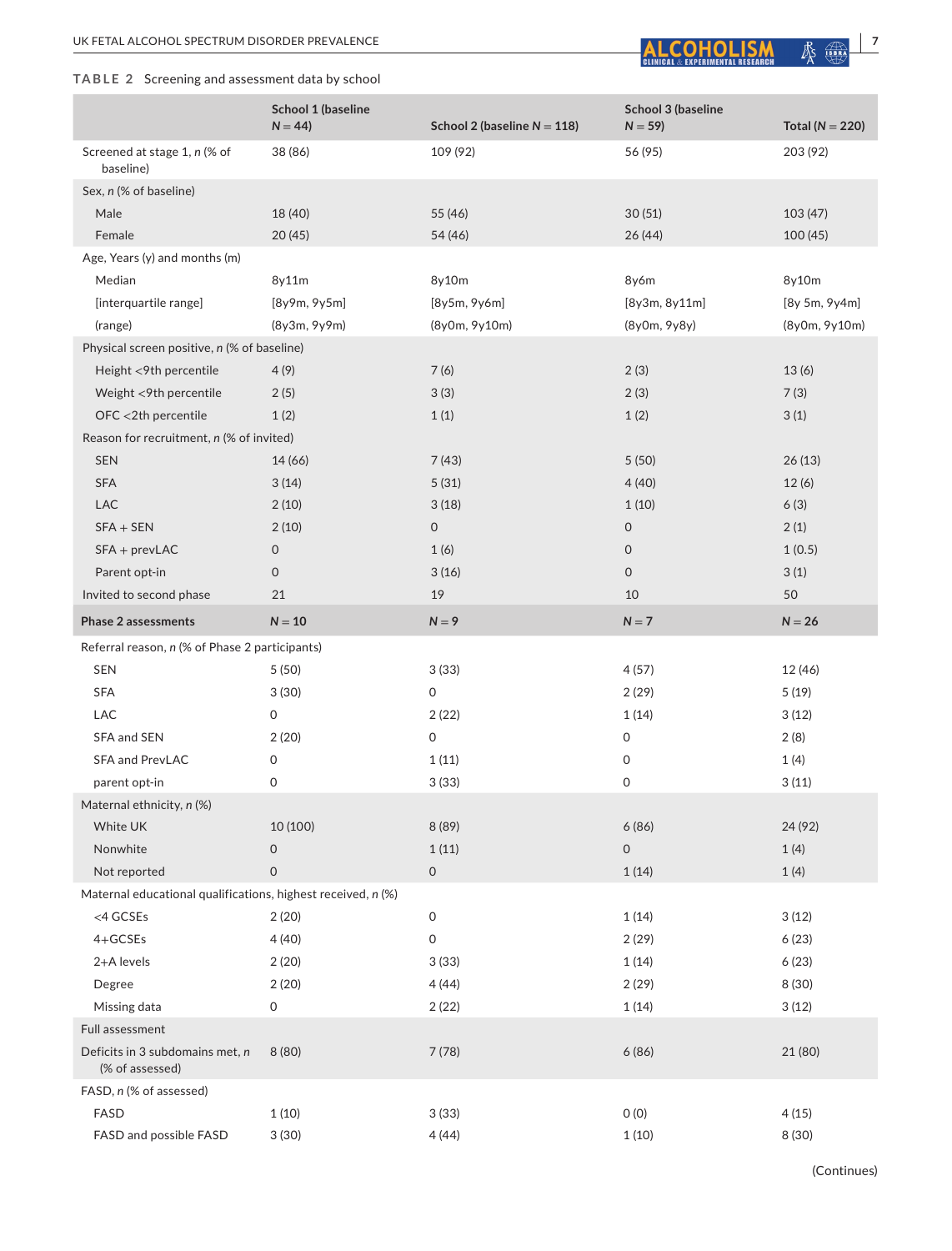**TABLE 2** Screening and assessment data by school

| | School 1 (baseline N = 44) | School 2 (baseline N = 118) | School 3 (baseline N = 59) | Total (N = 220) |
|---|---|---|---|---|
| Screened at stage 1, n (% of baseline) | 38 (86) | 109 (92) | 56 (95) | 203 (92) |
| Sex, n (% of baseline) | | | | |
| Male | 18 (40) | 55 (46) | 30 (51) | 103 (47) |
| Female | 20 (45) | 54 (46) | 26 (44) | 100 (45) |
| Age, Years (y) and months (m) | | | | |
| Median | 8y11m | 8y10m | 8y6m | 8y10m |
| [interquartile range] | [8y9m, 9y5m] | [8y5m, 9y6m] | [8y3m, 8y11m] | [8y 5m, 9y4m] |
| (range) | (8y3m, 9y9m) | (8y0m, 9y10m) | (8y0m, 9y8y) | (8y0m, 9y10m) |
| Physical screen positive, n (% of baseline) | | | | |
| Height <9th percentile | 4 (9) | 7 (6) | 2 (3) | 13 (6) |
| Weight <9th percentile | 2 (5) | 3 (3) | 2 (3) | 7 (3) |
| OFC <2th percentile | 1 (2) | 1 (1) | 1 (2) | 3 (1) |
| Reason for recruitment, n (% of invited) | | | | |
| SEN | 14 (66) | 7 (43) | 5 (50) | 26 (13) |
| SFA | 3 (14) | 5 (31) | 4 (40) | 12 (6) |
| LAC | 2 (10) | 3 (18) | 1 (10) | 6 (3) |
| SFA + SEN | 2 (10) | 0 | 0 | 2 (1) |
| SFA + prevLAC | 0 | 1 (6) | 0 | 1 (0.5) |
| Parent opt-in | 0 | 3 (16) | 0 | 3 (1) |
| Invited to second phase | 21 | 19 | 10 | 50 |
| **Phase 2 assessments** | **N = 10** | **N = 9** | **N = 7** | **N = 26** |
| Referral reason, n (% of Phase 2 participants) | | | | |
| SEN | 5 (50) | 3 (33) | 4 (57) | 12 (46) |
| SFA | 3 (30) | 0 | 2 (29) | 5 (19) |
| LAC | 0 | 2 (22) | 1 (14) | 3 (12) |
| SFA and SEN | 2 (20) | 0 | 0 | 2 (8) |
| SFA and PrevLAC | 0 | 1 (11) | 0 | 1 (4) |
| parent opt-in | 0 | 3 (33) | 0 | 3 (11) |
| Maternal ethnicity, n (%) | | | | |
| White UK | 10 (100) | 8 (89) | 6 (86) | 24 (92) |
| Nonwhite | 0 | 1 (11) | 0 | 1 (4) |
| Not reported | 0 | 0 | 1 (14) | 1 (4) |
| Maternal educational qualifications, highest received, n (%) | | | | |
| <4 GCSEs | 2 (20) | 0 | 1 (14) | 3 (12) |
| 4+GCSEs | 4 (40) | 0 | 2 (29) | 6 (23) |
| 2+A levels | 2 (20) | 3 (33) | 1 (14) | 6 (23) |
| Degree | 2 (20) | 4 (44) | 2 (29) | 8 (30) |
| Missing data | 0 | 2 (22) | 1 (14) | 3 (12) |
| Full assessment | | | | |
| Deficits in 3 subdomains met, n (% of assessed) | 8 (80) | 7 (78) | 6 (86) | 21 (80) |
| FASD, n (% of assessed) | | | | |
| FASD | 1 (10) | 3 (33) | 0 (0) | 4 (15) |
| FASD and possible FASD | 3 (30) | 4 (44) | 1 (10) | 8 (30) |

(Continues)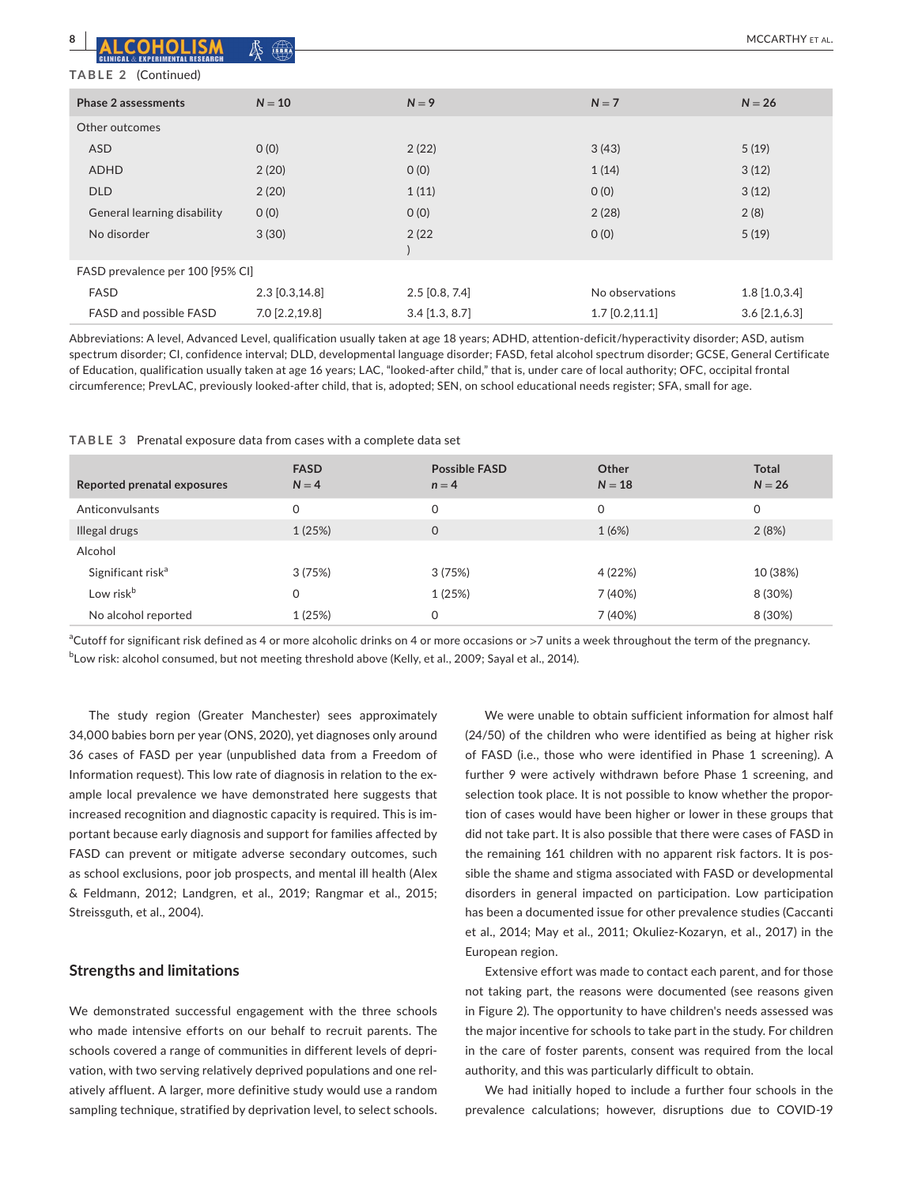**TABLE 2** (Continued)

| Phase 2 assessments | N = 10 | N = 9 | N = 7 | N = 26 |
|---|---|---|---|---|
| Other outcomes | | | | |
| ASD | 0 (0) | 2 (22) | 3 (43) | 5 (19) |
| ADHD | 2 (20) | 0 (0) | 1 (14) | 3 (12) |
| DLD | 2 (20) | 1 (11) | 0 (0) | 3 (12) |
| General learning disability | 0 (0) | 0 (0) | 2 (28) | 2 (8) |
| No disorder | 3 (30) | 2 (22) | 0 (0) | 5 (19) |
| FASD prevalence per 100 [95% CI] | | | | |
| FASD | 2.3 [0.3,14.8] | 2.5 [0.8, 7.4] | No observations | 1.8 [1.0,3.4] |
| FASD and possible FASD | 7.0 [2.2,19.8] | 3.4 [1.3, 8.7] | 1.7 [0.2,11.1] | 3.6 [2.1,6.3] |

Abbreviations: A level, Advanced Level, qualification usually taken at age 18 years; ADHD, attention-deficit/hyperactivity disorder; ASD, autism spectrum disorder; CI, confidence interval; DLD, developmental language disorder; FASD, fetal alcohol spectrum disorder; GCSE, General Certificate of Education, qualification usually taken at age 16 years; LAC, "looked-after child," that is, under care of local authority; OFC, occipital frontal circumference; PrevLAC, previously looked-after child, that is, adopted; SEN, on school educational needs register; SFA, small for age.

**TABLE 3** Prenatal exposure data from cases with a complete data set

| Reported prenatal exposures | FASD N = 4 | Possible FASD n = 4 | Other N = 18 | Total N = 26 |
|---|---|---|---|---|
| Anticonvulsants | 0 | 0 | 0 | 0 |
| Illegal drugs | 1 (25%) | 0 | 1 (6%) | 2 (8%) |
| Alcohol | | | | |
| Significant risk[a] | 3 (75%) | 3 (75%) | 4 (22%) | 10 (38%) |
| Low risk[b] | 0 | 1 (25%) | 7 (40%) | 8 (30%) |
| No alcohol reported | 1 (25%) | 0 | 7 (40%) | 8 (30%) |

[a]Cutoff for significant risk defined as 4 or more alcoholic drinks on 4 or more occasions or >7 units a week throughout the term of the pregnancy.
[b]Low risk: alcohol consumed, but not meeting threshold above (Kelly, et al., 2009; Sayal et al., 2014).

The study region (Greater Manchester) sees approximately 34,000 babies born per year (ONS, 2020), yet diagnoses only around 36 cases of FASD per year (unpublished data from a Freedom of Information request). This low rate of diagnosis in relation to the example local prevalence we have demonstrated here suggests that increased recognition and diagnostic capacity is required. This is important because early diagnosis and support for families affected by FASD can prevent or mitigate adverse secondary outcomes, such as school exclusions, poor job prospects, and mental ill health (Alex & Feldmann, 2012; Landgren, et al., 2019; Rangmar et al., 2015; Streissguth, et al., 2004).

## Strengths and limitations

We demonstrated successful engagement with the three schools who made intensive efforts on our behalf to recruit parents. The schools covered a range of communities in different levels of deprivation, with two serving relatively deprived populations and one relatively affluent. A larger, more definitive study would use a random sampling technique, stratified by deprivation level, to select schools.

We were unable to obtain sufficient information for almost half (24/50) of the children who were identified as being at higher risk of FASD (i.e., those who were identified in Phase 1 screening). A further 9 were actively withdrawn before Phase 1 screening, and selection took place. It is not possible to know whether the proportion of cases would have been higher or lower in these groups that did not take part. It is also possible that there were cases of FASD in the remaining 161 children with no apparent risk factors. It is possible the shame and stigma associated with FASD or developmental disorders in general impacted on participation. Low participation has been a documented issue for other prevalence studies (Caccanti et al., 2014; May et al., 2011; Okuliez-Kozaryn, et al., 2017) in the European region.

Extensive effort was made to contact each parent, and for those not taking part, the reasons were documented (see reasons given in Figure 2). The opportunity to have children's needs assessed was the major incentive for schools to take part in the study. For children in the care of foster parents, consent was required from the local authority, and this was particularly difficult to obtain.

We had initially hoped to include a further four schools in the prevalence calculations; however, disruptions due to COVID-19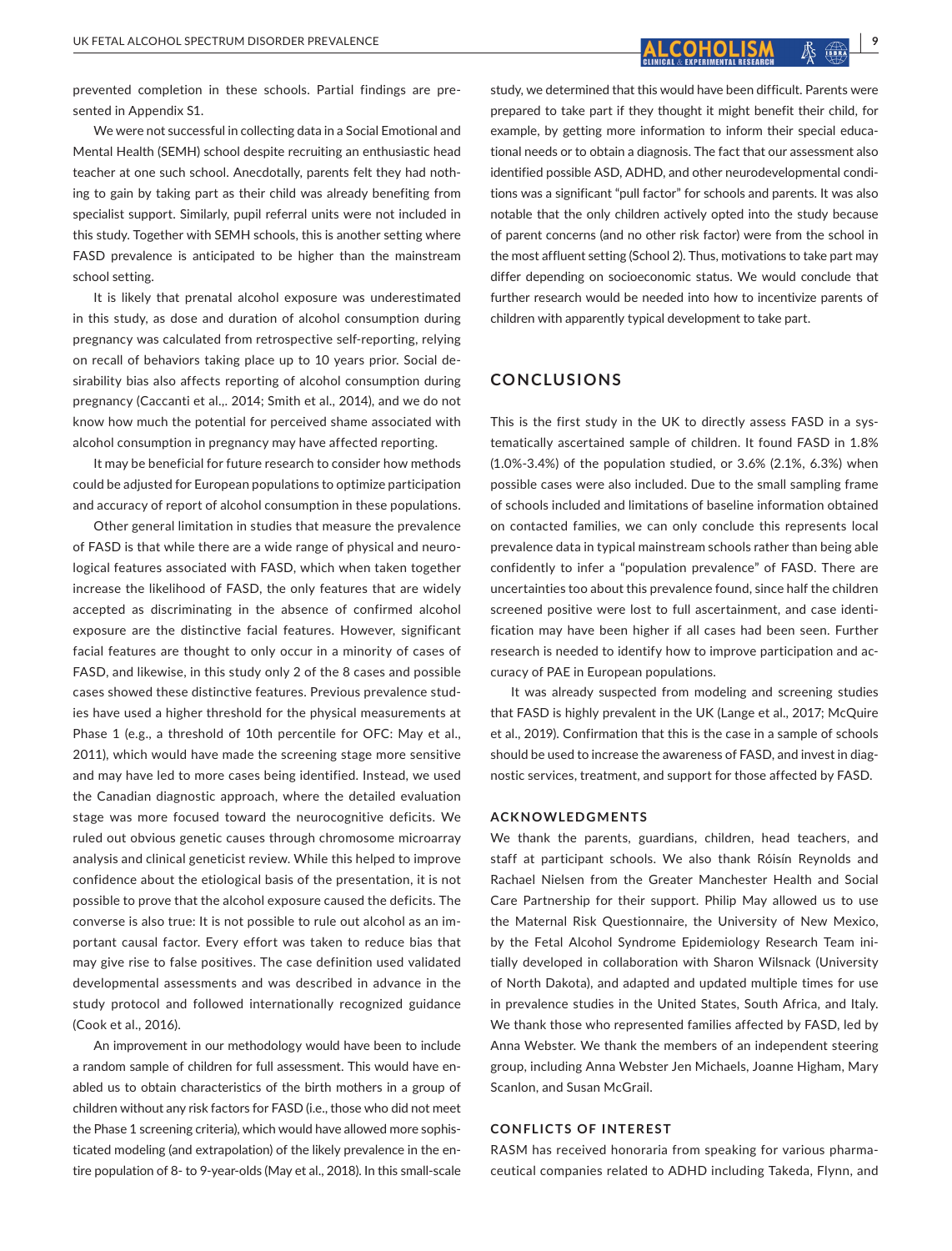prevented completion in these schools. Partial findings are presented in Appendix S1.

We were not successful in collecting data in a Social Emotional and Mental Health (SEMH) school despite recruiting an enthusiastic head teacher at one such school. Anecdotally, parents felt they had nothing to gain by taking part as their child was already benefiting from specialist support. Similarly, pupil referral units were not included in this study. Together with SEMH schools, this is another setting where FASD prevalence is anticipated to be higher than the mainstream school setting.

It is likely that prenatal alcohol exposure was underestimated in this study, as dose and duration of alcohol consumption during pregnancy was calculated from retrospective self-reporting, relying on recall of behaviors taking place up to 10 years prior. Social desirability bias also affects reporting of alcohol consumption during pregnancy (Caccanti et al.,. 2014; Smith et al., 2014), and we do not know how much the potential for perceived shame associated with alcohol consumption in pregnancy may have affected reporting.

It may be beneficial for future research to consider how methods could be adjusted for European populations to optimize participation and accuracy of report of alcohol consumption in these populations.

Other general limitation in studies that measure the prevalence of FASD is that while there are a wide range of physical and neurological features associated with FASD, which when taken together increase the likelihood of FASD, the only features that are widely accepted as discriminating in the absence of confirmed alcohol exposure are the distinctive facial features. However, significant facial features are thought to only occur in a minority of cases of FASD, and likewise, in this study only 2 of the 8 cases and possible cases showed these distinctive features. Previous prevalence studies have used a higher threshold for the physical measurements at Phase 1 (e.g., a threshold of 10th percentile for OFC: May et al., 2011), which would have made the screening stage more sensitive and may have led to more cases being identified. Instead, we used the Canadian diagnostic approach, where the detailed evaluation stage was more focused toward the neurocognitive deficits. We ruled out obvious genetic causes through chromosome microarray analysis and clinical geneticist review. While this helped to improve confidence about the etiological basis of the presentation, it is not possible to prove that the alcohol exposure caused the deficits. The converse is also true: It is not possible to rule out alcohol as an important causal factor. Every effort was taken to reduce bias that may give rise to false positives. The case definition used validated developmental assessments and was described in advance in the study protocol and followed internationally recognized guidance (Cook et al., 2016).

An improvement in our methodology would have been to include a random sample of children for full assessment. This would have enabled us to obtain characteristics of the birth mothers in a group of children without any risk factors for FASD (i.e., those who did not meet the Phase 1 screening criteria), which would have allowed more sophisticated modeling (and extrapolation) of the likely prevalence in the entire population of 8- to 9-year-olds (May et al., 2018). In this small-scale study, we determined that this would have been difficult. Parents were prepared to take part if they thought it might benefit their child, for example, by getting more information to inform their special educational needs or to obtain a diagnosis. The fact that our assessment also identified possible ASD, ADHD, and other neurodevelopmental conditions was a significant "pull factor" for schools and parents. It was also notable that the only children actively opted into the study because of parent concerns (and no other risk factor) were from the school in the most affluent setting (School 2). Thus, motivations to take part may differ depending on socioeconomic status. We would conclude that further research would be needed into how to incentivize parents of children with apparently typical development to take part.

## CONCLUSIONS

This is the first study in the UK to directly assess FASD in a systematically ascertained sample of children. It found FASD in 1.8% (1.0%-3.4%) of the population studied, or 3.6% (2.1%, 6.3%) when possible cases were also included. Due to the small sampling frame of schools included and limitations of baseline information obtained on contacted families, we can only conclude this represents local prevalence data in typical mainstream schools rather than being able confidently to infer a "population prevalence" of FASD. There are uncertainties too about this prevalence found, since half the children screened positive were lost to full ascertainment, and case identification may have been higher if all cases had been seen. Further research is needed to identify how to improve participation and accuracy of PAE in European populations.

It was already suspected from modeling and screening studies that FASD is highly prevalent in the UK (Lange et al., 2017; McQuire et al., 2019). Confirmation that this is the case in a sample of schools should be used to increase the awareness of FASD, and invest in diagnostic services, treatment, and support for those affected by FASD.

### ACKNOWLEDGMENTS

We thank the parents, guardians, children, head teachers, and staff at participant schools. We also thank Róisín Reynolds and Rachael Nielsen from the Greater Manchester Health and Social Care Partnership for their support. Philip May allowed us to use the Maternal Risk Questionnaire, the University of New Mexico, by the Fetal Alcohol Syndrome Epidemiology Research Team initially developed in collaboration with Sharon Wilsnack (University of North Dakota), and adapted and updated multiple times for use in prevalence studies in the United States, South Africa, and Italy. We thank those who represented families affected by FASD, led by Anna Webster. We thank the members of an independent steering group, including Anna Webster Jen Michaels, Joanne Higham, Mary Scanlon, and Susan McGrail.

### CONFLICTS OF INTEREST

RASM has received honoraria from speaking for various pharmaceutical companies related to ADHD including Takeda, Flynn, and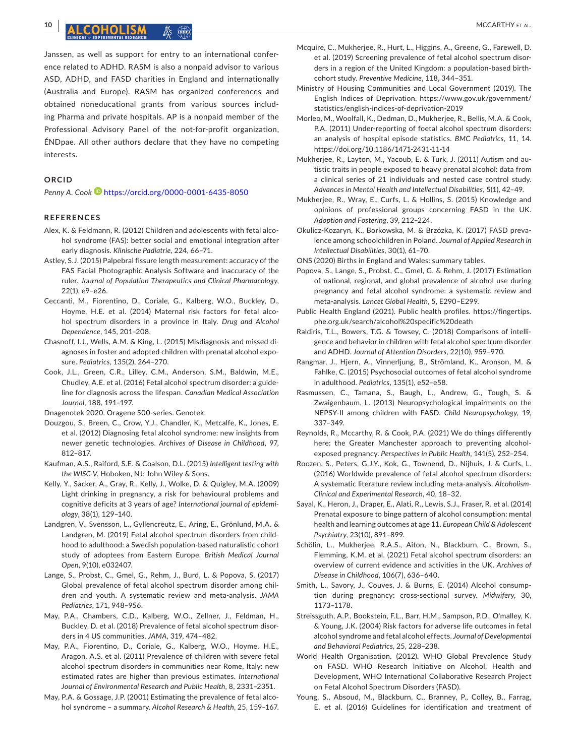Janssen, as well as support for entry to an international conference related to ADHD. RASM is also a nonpaid advisor to various ASD, ADHD, and FASD charities in England and internationally (Australia and Europe). RASM has organized conferences and obtained noneducational grants from various sources including Pharma and private hospitals. AP is a nonpaid member of the Professional Advisory Panel of the not-for-profit organization, ÉNDpae. All other authors declare that they have no competing interests.

## ORCID

*Penny A. Cook* https://orcid.org/0000-0001-6435-8050

## REFERENCES

Alex, K. & Feldmann, R. (2012) Children and adolescents with fetal alcohol syndrome (FAS): better social and emotional integration after early diagnosis. *Klinische Padiatrie*, 224, 66–71.

Astley, S.J. (2015) Palpebral fissure length measurement: accuracy of the FAS Facial Photographic Analysis Software and inaccuracy of the ruler. *Journal of Population Therapeutics and Clinical Pharmacology*, 22(1), e9–e26.

Ceccanti, M., Fiorentino, D., Coriale, G., Kalberg, W.O., Buckley, D., Hoyme, H.E. et al. (2014) Maternal risk factors for fetal alcohol spectrum disorders in a province in Italy. *Drug and Alcohol Dependence*, 145, 201–208.

Chasnoff, I.J., Wells, A.M. & King, L. (2015) Misdiagnosis and missed diagnoses in foster and adopted children with prenatal alcohol exposure. *Pediatrics*, 135(2), 264–270.

Cook, J.L., Green, C.R., Lilley, C.M., Anderson, S.M., Baldwin, M.E., Chudley, A.E. et al. (2016) Fetal alcohol spectrum disorder: a guideline for diagnosis across the lifespan. *Canadian Medical Association Journal*, 188, 191–197.

Dnagenotek 2020. Oragene 500-series. Genotek.

Douzgou, S., Breen, C., Crow, Y.J., Chandler, K., Metcalfe, K., Jones, E. et al. (2012) Diagnosing fetal alcohol syndrome: new insights from newer genetic technologies. *Archives of Disease in Childhood*, 97, 812–817.

Kaufman, A.S., Raiford, S.E. & Coalson, D.L. (2015) *Intelligent testing with the WISC-V*. Hoboken, NJ: John Wiley & Sons.

Kelly, Y., Sacker, A., Gray, R., Kelly, J., Wolke, D. & Quigley, M.A. (2009) Light drinking in pregnancy, a risk for behavioural problems and cognitive deficits at 3 years of age? *International journal of epidemiology*, 38(1), 129–140.

Landgren, V., Svensson, L., Gyllencreutz, E., Aring, E., Grönlund, M.A. & Landgren, M. (2019) Fetal alcohol spectrum disorders from childhood to adulthood: a Swedish population-based naturalistic cohort study of adoptees from Eastern Europe. *British Medical Journal Open*, 9(10), e032407.

Lange, S., Probst, C., Gmel, G., Rehm, J., Burd, L. & Popova, S. (2017) Global prevalence of fetal alcohol spectrum disorder among children and youth. A systematic review and meta-analysis. *JAMA Pediatrics*, 171, 948–956.

May, P.A., Chambers, C.D., Kalberg, W.O., Zellner, J., Feldman, H., Buckley, D. et al. (2018) Prevalence of fetal alcohol spectrum disorders in 4 US communities. *JAMA*, 319, 474–482.

May, P.A., Fiorentino, D., Coriale, G., Kalberg, W.O., Hoyme, H.E., Aragon, A.S. et al. (2011) Prevalence of children with severe fetal alcohol spectrum disorders in communities near Rome, Italy: new estimated rates are higher than previous estimates. *International Journal of Environmental Research and Public Health*, 8, 2331–2351.

May, P.A. & Gossage, J.P. (2001) Estimating the prevalence of fetal alcohol syndrome – a summary. *Alcohol Research & Health*, 25, 159–167.

Mcquire, C., Mukherjee, R., Hurt, L., Higgins, A., Greene, G., Farewell, D. et al. (2019) Screening prevalence of fetal alcohol spectrum disorders in a region of the United Kingdom: a population-based birth-cohort study. *Preventive Medicine*, 118, 344–351.

Ministry of Housing Communities and Local Government (2019). The English Indices of Deprivation. https://www.gov.uk/government/statistics/english-indices-of-deprivation-2019

Morleo, M., Woolfall, K., Dedman, D., Mukherjee, R., Bellis, M.A. & Cook, P.A. (2011) Under-reporting of foetal alcohol spectrum disorders: an analysis of hospital episode statistics. *BMC Pediatrics*, 11, 14. https://doi.org/10.1186/1471-2431-11-14

Mukherjee, R., Layton, M., Yacoub, E. & Turk, J. (2011) Autism and autistic traits in people exposed to heavy prenatal alcohol: data from a clinical series of 21 individuals and nested case control study. *Advances in Mental Health and Intellectual Disabilities*, 5(1), 42–49.

Mukherjee, R., Wray, E., Curfs, L. & Hollins, S. (2015) Knowledge and opinions of professional groups concerning FASD in the UK. *Adoption and Fostering*, 39, 212–224.

Okulicz-Kozaryn, K., Borkowska, M. & Brzózka, K. (2017) FASD prevalence among schoolchildren in Poland. *Journal of Applied Research in Intellectual Disabilities*, 30(1), 61–70.

ONS (2020) Births in England and Wales: summary tables.

Popova, S., Lange, S., Probst, C., Gmel, G. & Rehm, J. (2017) Estimation of national, regional, and global prevalence of alcohol use during pregnancy and fetal alcohol syndrome: a systematic review and meta-analysis. *Lancet Global Health*, 5, E290–E299.

Public Health England (2021). Public health profiles. https://fingertips.phe.org.uk/search/alcohol%20specific%20death

Raldiris, T.L., Bowers, T.G. & Towsey, C. (2018) Comparisons of intelligence and behavior in children with fetal alcohol spectrum disorder and ADHD. *Journal of Attention Disorders*, 22(10), 959–970.

Rangmar, J., Hjern, A., Vinnerljung, B., Strömland, K., Aronson, M. & Fahlke, C. (2015) Psychosocial outcomes of fetal alcohol syndrome in adulthood. *Pediatrics*, 135(1), e52–e58.

Rasmussen, C., Tamana, S., Baugh, L., Andrew, G., Tough, S. & Zwaigenbaum, L. (2013) Neuropsychological impairments on the NEPSY-II among children with FASD. *Child Neuropsychology*, 19, 337–349.

Reynolds, R., Mccarthy, R. & Cook, P.A. (2021) We do things differently here: the Greater Manchester approach to preventing alcohol-exposed pregnancy. *Perspectives in Public Health*, 141(5), 252–254.

Roozen, S., Peters, G.J.Y., Kok, G., Townend, D., Nijhuis, J. & Curfs, L. (2016) Worldwide prevalence of fetal alcohol spectrum disorders: A systematic literature review including meta-analysis. *Alcoholism-Clinical and Experimental Research*, 40, 18–32.

Sayal, K., Heron, J., Draper, E., Alati, R., Lewis, S.J., Fraser, R. et al. (2014) Prenatal exposure to binge pattern of alcohol consumption: mental health and learning outcomes at age 11. *European Child & Adolescent Psychiatry*, 23(10), 891–899.

Schölin, L., Mukherjee, R.A.S., Aiton, N., Blackburn, C., Brown, S., Flemming, K.M. et al. (2021) Fetal alcohol spectrum disorders: an overview of current evidence and activities in the UK. *Archives of Disease in Childhood*, 106(7), 636–640.

Smith, L., Savory, J., Couves, J. & Burns, E. (2014) Alcohol consumption during pregnancy: cross-sectional survey. *Midwifery*, 30, 1173–1178.

Streissguth, A.P., Bookstein, F.L., Barr, H.M., Sampson, P.D., O'malley, K. & Young, J.K. (2004) Risk factors for adverse life outcomes in fetal alcohol syndrome and fetal alcohol effects. *Journal of Developmental and Behavioral Pediatrics*, 25, 228–238.

World Health Organisation. (2012). WHO Global Prevalence Study on FASD. WHO Research Initiative on Alcohol, Health and Development, WHO International Collaborative Research Project on Fetal Alcohol Spectrum Disorders (FASD).

Young, S., Absoud, M., Blackburn, C., Branney, P., Colley, B., Farrag, E. et al. (2016) Guidelines for identification and treatment of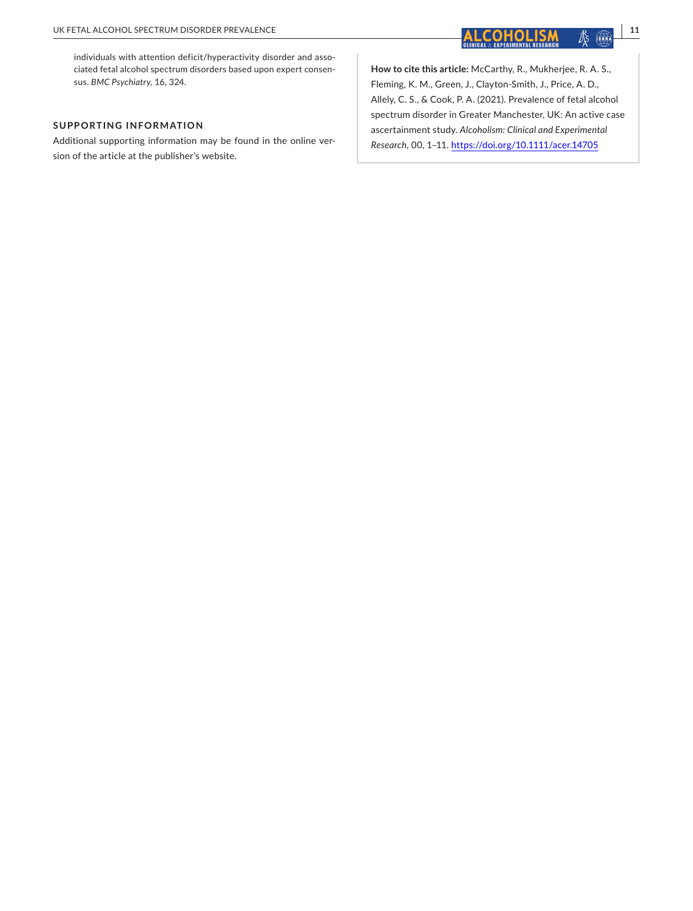individuals with attention deficit/hyperactivity disorder and associated fetal alcohol spectrum disorders based upon expert consensus. *BMC Psychiatry*, 16, 324.

## SUPPORTING INFORMATION

Additional supporting information may be found in the online version of the article at the publisher's website.

**How to cite this article:** McCarthy, R., Mukherjee, R. A. S., Fleming, K. M., Green, J., Clayton-Smith, J., Price, A. D., Allely, C. S., & Cook, P. A. (2021). Prevalence of fetal alcohol spectrum disorder in Greater Manchester, UK: An active case ascertainment study. *Alcoholism: Clinical and Experimental Research*, 00, 1–11. https://doi.org/10.1111/acer.14705